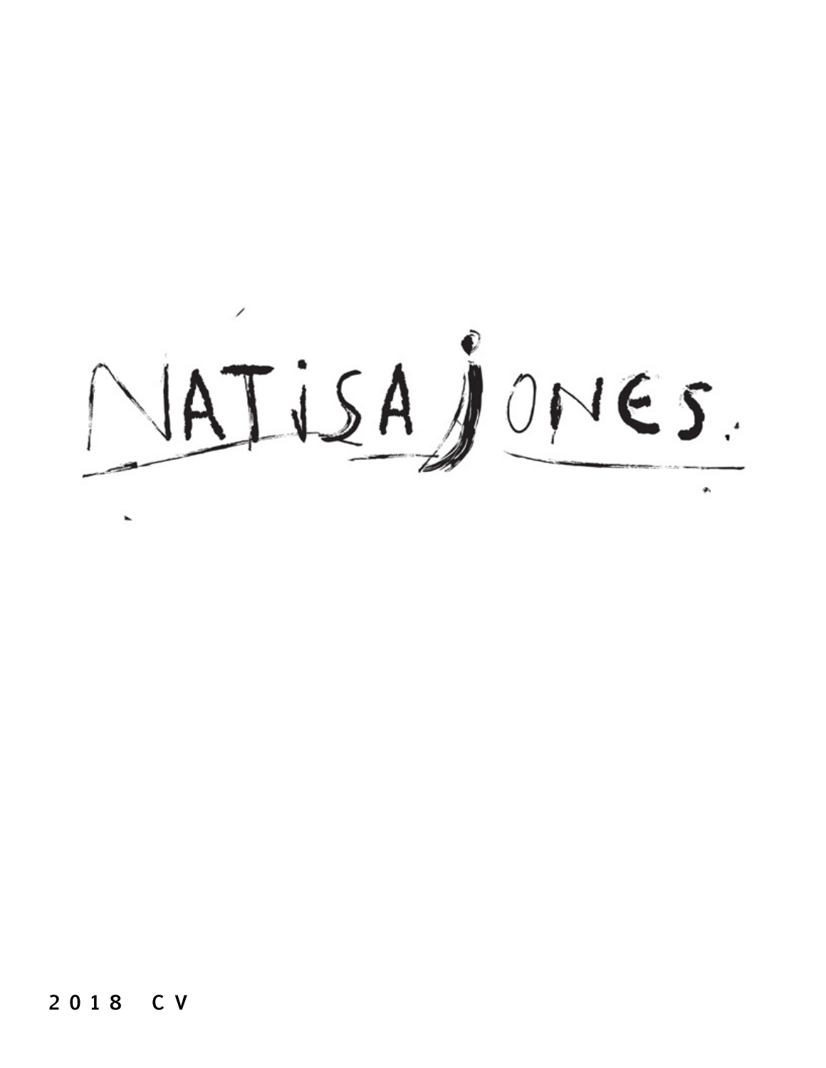# NATISA JONES.

**2018 CV**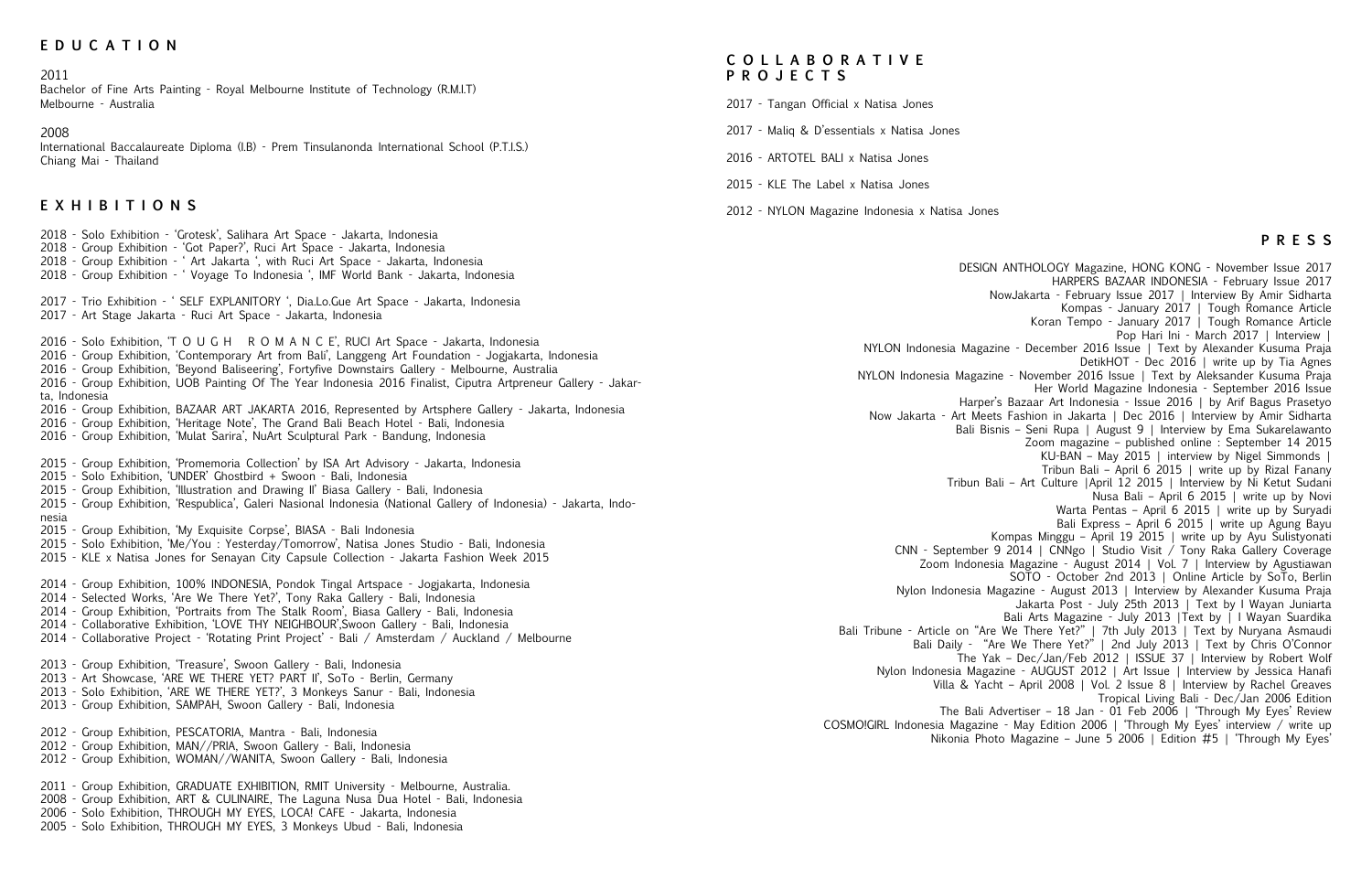## E D U C A T I O N

2011
Bachelor of Fine Arts Painting - Royal Melbourne Institute of Technology (R.M.I.T)
Melbourne - Australia

2008
International Baccalaureate Diploma (I.B) - Prem Tinsulanonda International School (P.T.I.S.)
Chiang Mai - Thailand

## E X H I B I T I O N S

2018 - Solo Exhibition - 'Grotesk', Salihara Art Space - Jakarta, Indonesia
2018 - Group Exhibition - 'Got Paper?', Ruci Art Space - Jakarta, Indonesia
2018 - Group Exhibition - ' Art Jakarta ', with Ruci Art Space - Jakarta, Indonesia
2018 - Group Exhibition - ' Voyage To Indonesia ', IMF World Bank - Jakarta, Indonesia

2017 - Trio Exhibition - ' SELF EXPLANITORY ', Dia.Lo.Gue Art Space - Jakarta, Indonesia
2017 - Art Stage Jakarta - Ruci Art Space - Jakarta, Indonesia

2016 - Solo Exhibition, 'T O U G H R O M A N C E', RUCI Art Space - Jakarta, Indonesia
2016 - Group Exhibition, 'Contemporary Art from Bali', Langgeng Art Foundation - Jogjakarta, Indonesia
2016 - Group Exhibition, 'Beyond Baliseering', Fortyfive Downstairs Gallery - Melbourne, Australia
2016 - Group Exhibition, UOB Painting Of The Year Indonesia 2016 Finalist, Ciputra Artpreneur Gallery - Jakarta, Indonesia
2016 - Group Exhibition, BAZAAR ART JAKARTA 2016, Represented by Artsphere Gallery - Jakarta, Indonesia
2016 - Group Exhibition, 'Heritage Note', The Grand Bali Beach Hotel - Bali, Indonesia
2016 - Group Exhibition, 'Mulat Sarira', NuArt Sculptural Park - Bandung, Indonesia

2015 - Group Exhibition, 'Promemoria Collection' by ISA Art Advisory - Jakarta, Indonesia
2015 - Solo Exhibition, 'UNDER' Ghostbird + Swoon - Bali, Indonesia
2015 - Group Exhibition, 'Illustration and Drawing II' Biasa Gallery - Bali, Indonesia
2015 - Group Exhibition, 'Respublica', Galeri Nasional Indonesia (National Gallery of Indonesia) - Jakarta, Indonesia
2015 - Group Exhibition, 'My Exquisite Corpse', BIASA - Bali Indonesia
2015 - Solo Exhibition, 'Me/You : Yesterday/Tomorrow', Natisa Jones Studio - Bali, Indonesia
2015 - KLE x Natisa Jones for Senayan City Capsule Collection - Jakarta Fashion Week 2015

2014 - Group Exhibition, 100% INDONESIA, Pondok Tingal Artspace - Jogjakarta, Indonesia
2014 - Selected Works, 'Are We There Yet?', Tony Raka Gallery - Bali, Indonesia
2014 - Group Exhibition, 'Portraits from The Stalk Room', Biasa Gallery - Bali, Indonesia
2014 - Collaborative Exhibition, 'LOVE THY NEIGHBOUR',Swoon Gallery - Bali, Indonesia
2014 - Collaborative Project - 'Rotating Print Project' - Bali / Amsterdam / Auckland / Melbourne

2013 - Group Exhibition, 'Treasure', Swoon Gallery - Bali, Indonesia
2013 - Art Showcase, 'ARE WE THERE YET? PART II', SoTo - Berlin, Germany
2013 - Solo Exhibition, 'ARE WE THERE YET?', 3 Monkeys Sanur - Bali, Indonesia
2013 - Group Exhibition, SAMPAH, Swoon Gallery - Bali, Indonesia

2012 - Group Exhibition, PESCATORIA, Mantra - Bali, Indonesia
2012 - Group Exhibition, MAN//PRIA, Swoon Gallery - Bali, Indonesia
2012 - Group Exhibition, WOMAN//WANITA, Swoon Gallery - Bali, Indonesia

2011 - Group Exhibition, GRADUATE EXHIBITION, RMIT University - Melbourne, Australia.
2008 - Group Exhibition, ART & CULINAIRE, The Laguna Nusa Dua Hotel - Bali, Indonesia
2006 - Solo Exhibition, THROUGH MY EYES, LOCA! CAFE - Jakarta, Indonesia
2005 - Solo Exhibition, THROUGH MY EYES, 3 Monkeys Ubud - Bali, Indonesia

## C O L L A B O R A T I V E P R O J E C T S

2017 - Tangan Official x Natisa Jones

2017 - Maliq & D'essentials x Natisa Jones

2016 - ARTOTEL BALI x Natisa Jones

2015 - KLE The Label x Natisa Jones

2012 - NYLON Magazine Indonesia x Natisa Jones

## P R E S S

DESIGN ANTHOLOGY Magazine, HONG KONG - November Issue 2017
HARPERS BAZAAR INDONESIA - February Issue 2017
NowJakarta - February Issue 2017 | Interview By Amir Sidharta
Kompas - January 2017 | Tough Romance Article
Koran Tempo - January 2017 | Tough Romance Article
Pop Hari Ini - March 2017 | Interview |
NYLON Indonesia Magazine - December 2016 Issue | Text by Alexander Kusuma Praja
DetikHOT - Dec 2016 | write up by Tia Agnes
NYLON Indonesia Magazine - November 2016 Issue | Text by Aleksander Kusuma Praja
Her World Magazine Indonesia - September 2016 Issue
Harper's Bazaar Art Indonesia - Issue 2016 | by Arif Bagus Prasetyo
Now Jakarta - Art Meets Fashion in Jakarta | Dec 2016 | Interview by Amir Sidharta
Bali Bisnis – Seni Rupa | August 9 | Interview by Ema Sukarelawanto
Zoom magazine – published online : September 14 2015
KU-BAN – May 2015 | interview by Nigel Simmonds |
Tribun Bali – April 6 2015 | write up by Rizal Fanany
Tribun Bali – Art Culture |April 12 2015 | Interview by Ni Ketut Sudani
Nusa Bali – April 6 2015 | write up by Novi
Warta Pentas – April 6 2015 | write up by Suryadi
Bali Express – April 6 2015 | write up Agung Bayu
Kompas Minggu – April 19 2015 | write up by Ayu Sulistyonati
CNN - September 9 2014 | CNNgo | Studio Visit / Tony Raka Gallery Coverage
Zoom Indonesia Magazine - August 2014 | Vol. 7 | Interview by Agustiawan
SOTO - October 2nd 2013 | Online Article by SoTo, Berlin
Nylon Indonesia Magazine - August 2013 | Interview by Alexander Kusuma Praja
Jakarta Post - July 25th 2013 | Text by I Wayan Juniarta
Bali Arts Magazine - July 2013 |Text by | I Wayan Suardika
Bali Tribune - Article on "Are We There Yet?" | 7th July 2013 | Text by Nuryana Asmaudi
Bali Daily - "Are We There Yet?" | 2nd July 2013 | Text by Chris O'Connor
The Yak – Dec/Jan/Feb 2012 | ISSUE 37 | Interview by Robert Wolf
Nylon Indonesia Magazine - AUGUST 2012 | Art Issue | Interview by Jessica Hanafi
Villa & Yacht – April 2008 | Vol. 2 Issue 8 | Interview by Rachel Greaves
Tropical Living Bali - Dec/Jan 2006 Edition
The Bali Advertiser – 18 Jan - 01 Feb 2006 | 'Through My Eyes' Review
COSMO!GIRL Indonesia Magazine - May Edition 2006 | 'Through My Eyes' interview / write up
Nikonia Photo Magazine – June 5 2006 | Edition #5 | 'Through My Eyes'